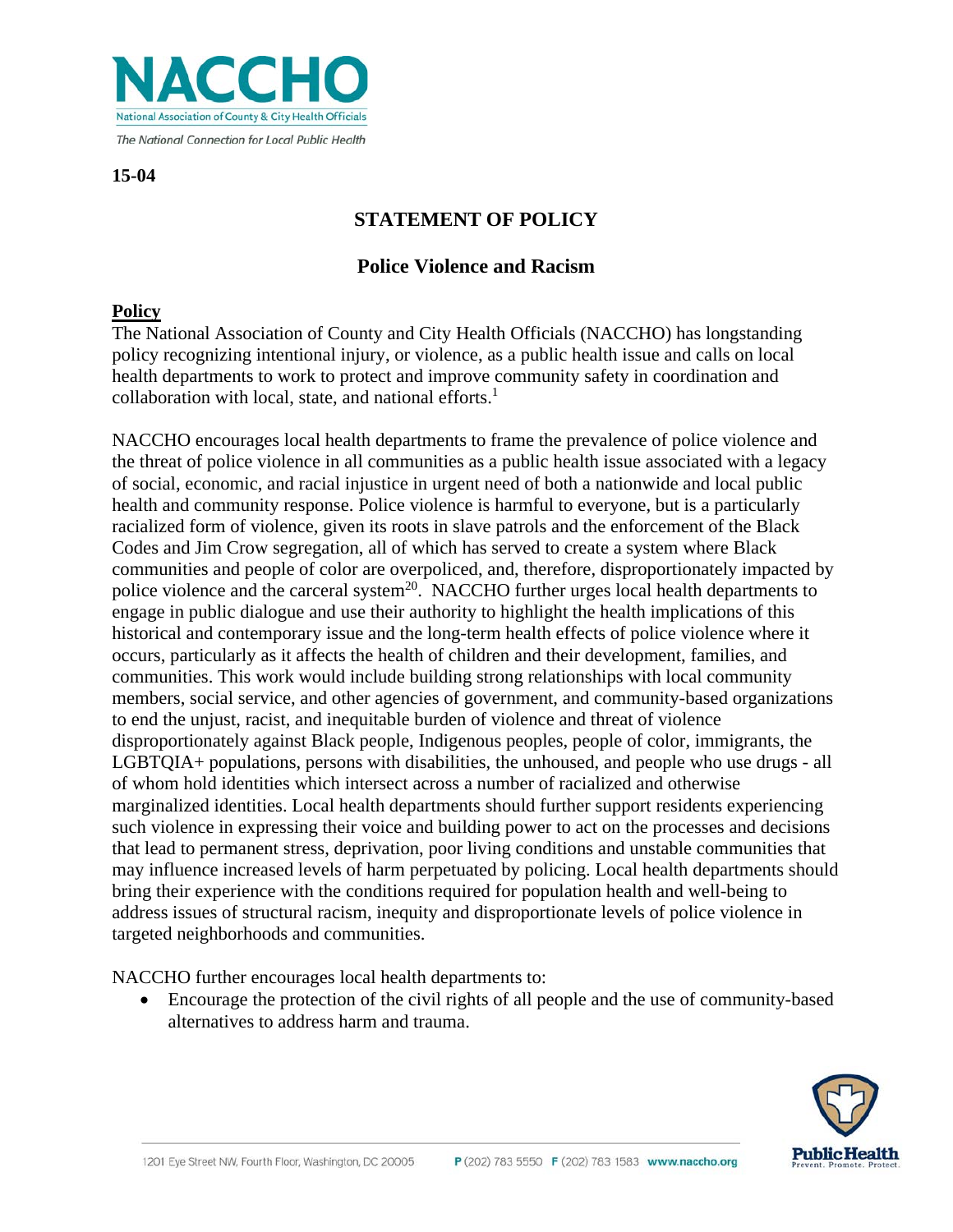NACCHO

National Association of County & City Health Officials

*The National Connection for Local Public Health*

**15-04**

# STATEMENT OF POLICY

## Police Violence and Racism

**Policy**

The National Association of County and City Health Officials (NACCHO) has longstanding policy recognizing intentional injury, or violence, as a public health issue and calls on local health departments to work to protect and improve community safety in coordination and collaboration with local, state, and national efforts.[1]

NACCHO encourages local health departments to frame the prevalence of police violence and the threat of police violence in all communities as a public health issue associated with a legacy of social, economic, and racial injustice in urgent need of both a nationwide and local public health and community response. Police violence is harmful to everyone, but is a particularly racialized form of violence, given its roots in slave patrols and the enforcement of the Black Codes and Jim Crow segregation, all of which has served to create a system where Black communities and people of color are overpoliced, and, therefore, disproportionately impacted by police violence and the carceral system[20]. NACCHO further urges local health departments to engage in public dialogue and use their authority to highlight the health implications of this historical and contemporary issue and the long-term health effects of police violence where it occurs, particularly as it affects the health of children and their development, families, and communities. This work would include building strong relationships with local community members, social service, and other agencies of government, and community-based organizations to end the unjust, racist, and inequitable burden of violence and threat of violence disproportionately against Black people, Indigenous peoples, people of color, immigrants, the LGBTQIA+ populations, persons with disabilities, the unhoused, and people who use drugs - all of whom hold identities which intersect across a number of racialized and otherwise marginalized identities. Local health departments should further support residents experiencing such violence in expressing their voice and building power to act on the processes and decisions that lead to permanent stress, deprivation, poor living conditions and unstable communities that may influence increased levels of harm perpetuated by policing. Local health departments should bring their experience with the conditions required for population health and well-being to address issues of structural racism, inequity and disproportionate levels of police violence in targeted neighborhoods and communities.

NACCHO further encourages local health departments to:

- Encourage the protection of the civil rights of all people and the use of community-based alternatives to address harm and trauma.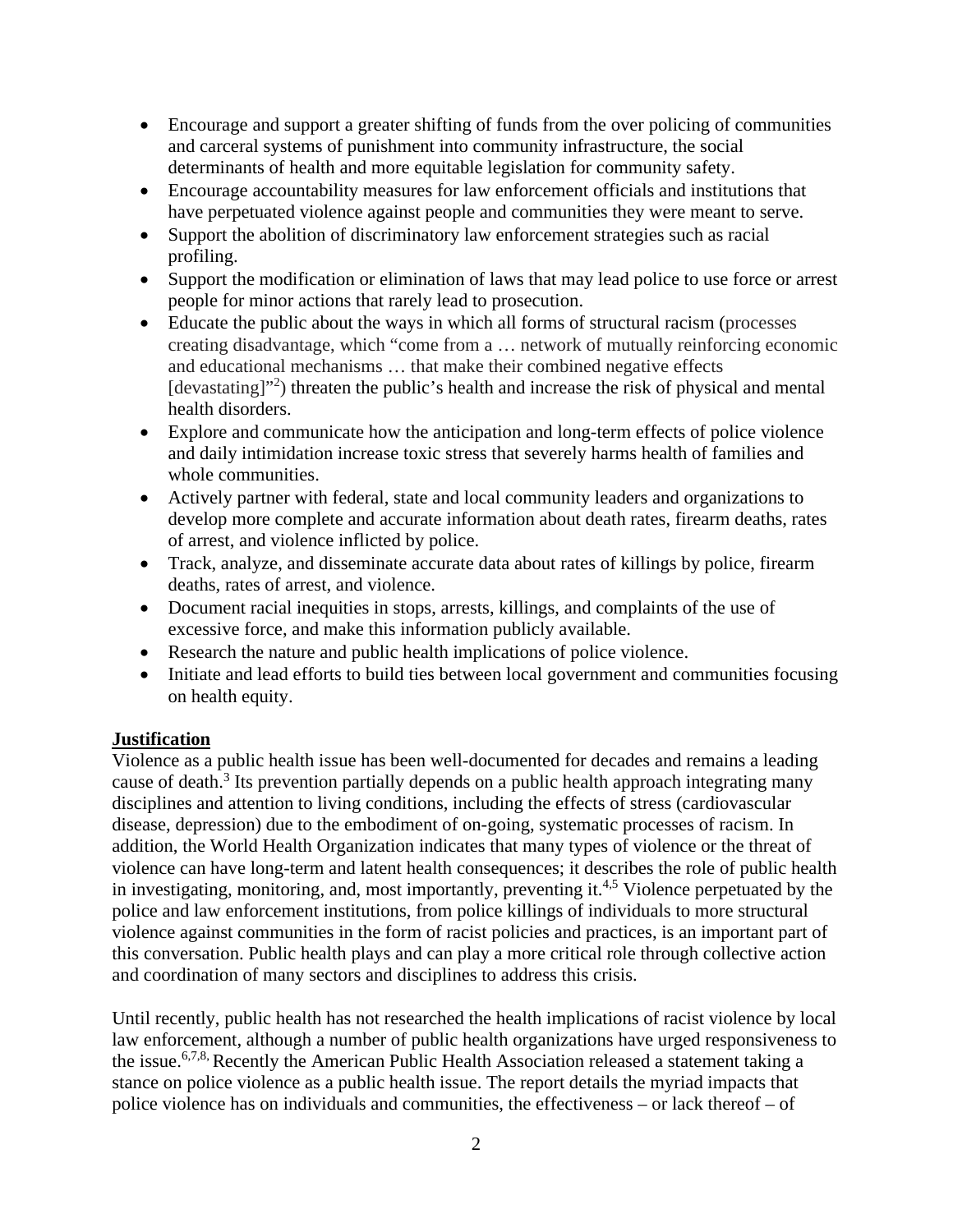- Encourage and support a greater shifting of funds from the over policing of communities and carceral systems of punishment into community infrastructure, the social determinants of health and more equitable legislation for community safety.
- Encourage accountability measures for law enforcement officials and institutions that have perpetuated violence against people and communities they were meant to serve.
- Support the abolition of discriminatory law enforcement strategies such as racial profiling.
- Support the modification or elimination of laws that may lead police to use force or arrest people for minor actions that rarely lead to prosecution.
- Educate the public about the ways in which all forms of structural racism (processes creating disadvantage, which "come from a … network of mutually reinforcing economic and educational mechanisms … that make their combined negative effects [devastating]"[2]) threaten the public's health and increase the risk of physical and mental health disorders.
- Explore and communicate how the anticipation and long-term effects of police violence and daily intimidation increase toxic stress that severely harms health of families and whole communities.
- Actively partner with federal, state and local community leaders and organizations to develop more complete and accurate information about death rates, firearm deaths, rates of arrest, and violence inflicted by police.
- Track, analyze, and disseminate accurate data about rates of killings by police, firearm deaths, rates of arrest, and violence.
- Document racial inequities in stops, arrests, killings, and complaints of the use of excessive force, and make this information publicly available.
- Research the nature and public health implications of police violence.
- Initiate and lead efforts to build ties between local government and communities focusing on health equity.

**Justification**

Violence as a public health issue has been well-documented for decades and remains a leading cause of death.[3] Its prevention partially depends on a public health approach integrating many disciplines and attention to living conditions, including the effects of stress (cardiovascular disease, depression) due to the embodiment of on-going, systematic processes of racism. In addition, the World Health Organization indicates that many types of violence or the threat of violence can have long-term and latent health consequences; it describes the role of public health in investigating, monitoring, and, most importantly, preventing it.[4,5] Violence perpetuated by the police and law enforcement institutions, from police killings of individuals to more structural violence against communities in the form of racist policies and practices, is an important part of this conversation. Public health plays and can play a more critical role through collective action and coordination of many sectors and disciplines to address this crisis.

Until recently, public health has not researched the health implications of racist violence by local law enforcement, although a number of public health organizations have urged responsiveness to the issue.[6,7,8] Recently the American Public Health Association released a statement taking a stance on police violence as a public health issue. The report details the myriad impacts that police violence has on individuals and communities, the effectiveness – or lack thereof – of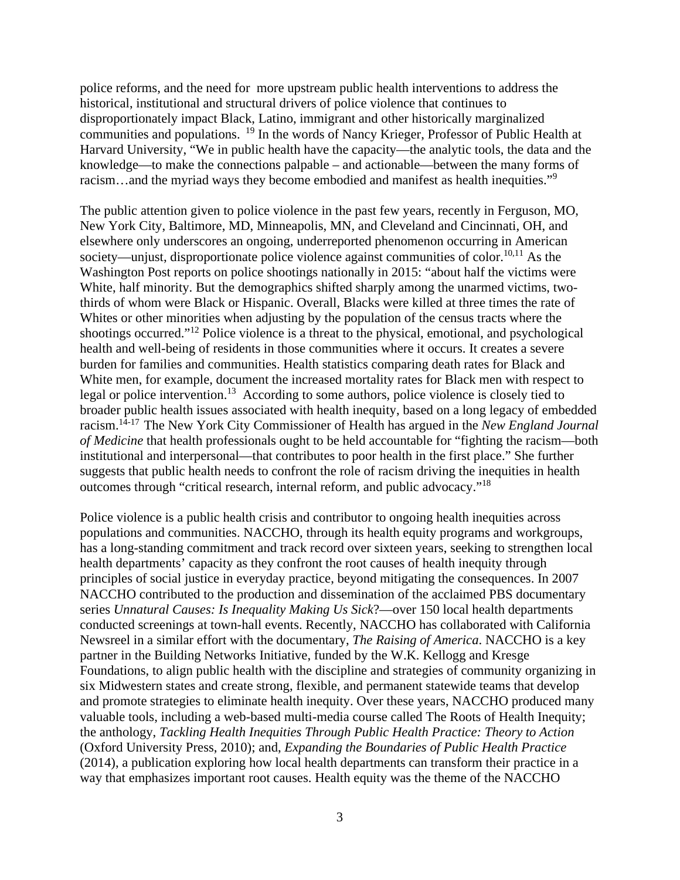police reforms, and the need for more upstream public health interventions to address the historical, institutional and structural drivers of police violence that continues to disproportionately impact Black, Latino, immigrant and other historically marginalized communities and populations. [19] In the words of Nancy Krieger, Professor of Public Health at Harvard University, "We in public health have the capacity—the analytic tools, the data and the knowledge—to make the connections palpable – and actionable—between the many forms of racism…and the myriad ways they become embodied and manifest as health inequities."[9]

The public attention given to police violence in the past few years, recently in Ferguson, MO, New York City, Baltimore, MD, Minneapolis, MN, and Cleveland and Cincinnati, OH, and elsewhere only underscores an ongoing, underreported phenomenon occurring in American society—unjust, disproportionate police violence against communities of color.[10,11] As the Washington Post reports on police shootings nationally in 2015: "about half the victims were White, half minority. But the demographics shifted sharply among the unarmed victims, two-thirds of whom were Black or Hispanic. Overall, Blacks were killed at three times the rate of Whites or other minorities when adjusting by the population of the census tracts where the shootings occurred."[12] Police violence is a threat to the physical, emotional, and psychological health and well-being of residents in those communities where it occurs. It creates a severe burden for families and communities. Health statistics comparing death rates for Black and White men, for example, document the increased mortality rates for Black men with respect to legal or police intervention.[13] According to some authors, police violence is closely tied to broader public health issues associated with health inequity, based on a long legacy of embedded racism.[14-17] The New York City Commissioner of Health has argued in the *New England Journal of Medicine* that health professionals ought to be held accountable for "fighting the racism—both institutional and interpersonal—that contributes to poor health in the first place." She further suggests that public health needs to confront the role of racism driving the inequities in health outcomes through "critical research, internal reform, and public advocacy."[18]

Police violence is a public health crisis and contributor to ongoing health inequities across populations and communities. NACCHO, through its health equity programs and workgroups, has a long-standing commitment and track record over sixteen years, seeking to strengthen local health departments' capacity as they confront the root causes of health inequity through principles of social justice in everyday practice, beyond mitigating the consequences. In 2007 NACCHO contributed to the production and dissemination of the acclaimed PBS documentary series *Unnatural Causes: Is Inequality Making Us Sick*?—over 150 local health departments conducted screenings at town-hall events. Recently, NACCHO has collaborated with California Newsreel in a similar effort with the documentary, *The Raising of America*. NACCHO is a key partner in the Building Networks Initiative, funded by the W.K. Kellogg and Kresge Foundations, to align public health with the discipline and strategies of community organizing in six Midwestern states and create strong, flexible, and permanent statewide teams that develop and promote strategies to eliminate health inequity. Over these years, NACCHO produced many valuable tools, including a web-based multi-media course called The Roots of Health Inequity; the anthology, *Tackling Health Inequities Through Public Health Practice: Theory to Action* (Oxford University Press, 2010); and, *Expanding the Boundaries of Public Health Practice* (2014), a publication exploring how local health departments can transform their practice in a way that emphasizes important root causes. Health equity was the theme of the NACCHO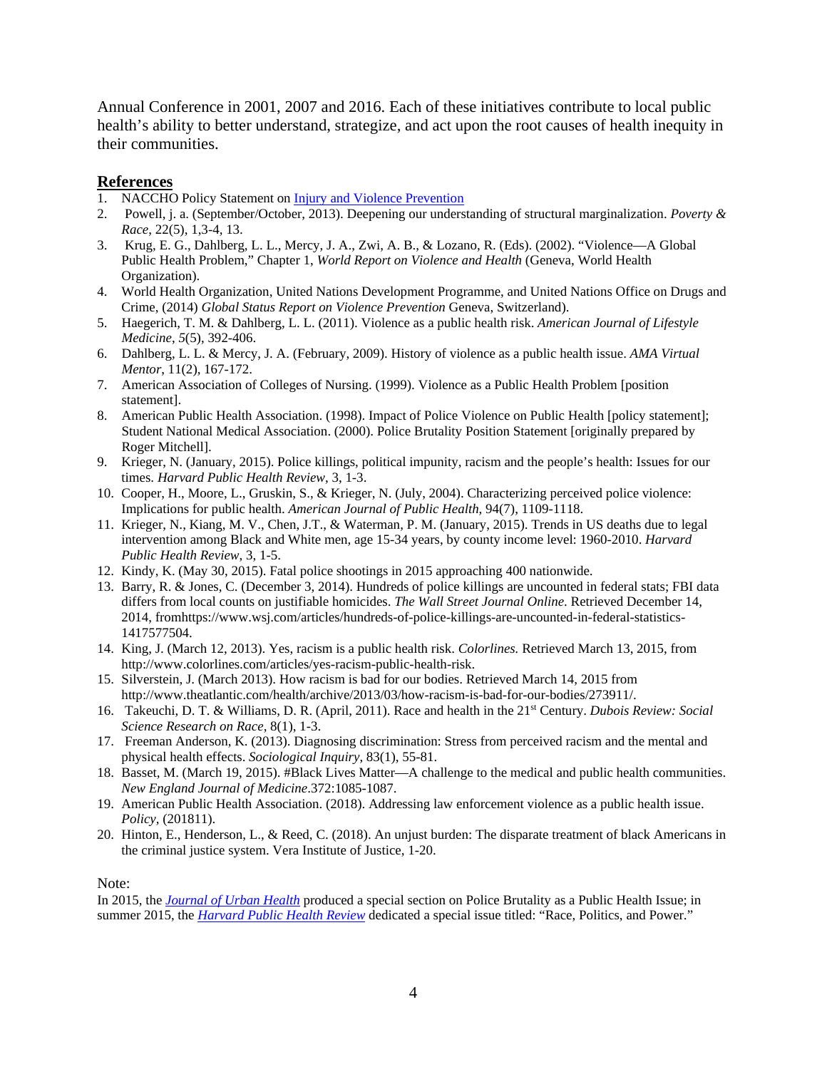Annual Conference in 2001, 2007 and 2016. Each of these initiatives contribute to local public health's ability to better understand, strategize, and act upon the root causes of health inequity in their communities.

## References

1. NACCHO Policy Statement on Injury and Violence Prevention
2. Powell, j. a. (September/October, 2013). Deepening our understanding of structural marginalization. *Poverty & Race*, 22(5), 1,3-4, 13.
3. Krug, E. G., Dahlberg, L. L., Mercy, J. A., Zwi, A. B., & Lozano, R. (Eds). (2002). "Violence—A Global Public Health Problem," Chapter 1, *World Report on Violence and Health* (Geneva, World Health Organization).
4. World Health Organization, United Nations Development Programme, and United Nations Office on Drugs and Crime, (2014) *Global Status Report on Violence Prevention* Geneva, Switzerland).
5. Haegerich, T. M. & Dahlberg, L. L. (2011). Violence as a public health risk. *American Journal of Lifestyle Medicine*, *5*(5), 392-406.
6. Dahlberg, L. L. & Mercy, J. A. (February, 2009). History of violence as a public health issue. *AMA Virtual Mentor*, 11(2), 167-172.
7. American Association of Colleges of Nursing. (1999). Violence as a Public Health Problem [position statement].
8. American Public Health Association. (1998). Impact of Police Violence on Public Health [policy statement]; Student National Medical Association. (2000). Police Brutality Position Statement [originally prepared by Roger Mitchell].
9. Krieger, N. (January, 2015). Police killings, political impunity, racism and the people's health: Issues for our times. *Harvard Public Health Review*, 3, 1-3.
10. Cooper, H., Moore, L., Gruskin, S., & Krieger, N. (July, 2004). Characterizing perceived police violence: Implications for public health. *American Journal of Public Health*, 94(7), 1109-1118.
11. Krieger, N., Kiang, M. V., Chen, J.T., & Waterman, P. M. (January, 2015). Trends in US deaths due to legal intervention among Black and White men, age 15-34 years, by county income level: 1960-2010. *Harvard Public Health Review*, 3, 1-5.
12. Kindy, K. (May 30, 2015). Fatal police shootings in 2015 approaching 400 nationwide.
13. Barry, R. & Jones, C. (December 3, 2014). Hundreds of police killings are uncounted in federal stats; FBI data differs from local counts on justifiable homicides. *The Wall Street Journal Online*. Retrieved December 14, 2014, fromhttps://www.wsj.com/articles/hundreds-of-police-killings-are-uncounted-in-federal-statistics-1417577504.
14. King, J. (March 12, 2013). Yes, racism is a public health risk. *Colorlines.* Retrieved March 13, 2015, from http://www.colorlines.com/articles/yes-racism-public-health-risk.
15. Silverstein, J. (March 2013). How racism is bad for our bodies. Retrieved March 14, 2015 from http://www.theatlantic.com/health/archive/2013/03/how-racism-is-bad-for-our-bodies/273911/.
16. Takeuchi, D. T. & Williams, D. R. (April, 2011). Race and health in the 21st Century. *Dubois Review: Social Science Research on Race*, 8(1), 1-3.
17. Freeman Anderson, K. (2013). Diagnosing discrimination: Stress from perceived racism and the mental and physical health effects. *Sociological Inquiry*, 83(1), 55-81.
18. Basset, M. (March 19, 2015). #Black Lives Matter—A challenge to the medical and public health communities. *New England Journal of Medicine*.372:1085-1087.
19. American Public Health Association. (2018). Addressing law enforcement violence as a public health issue. *Policy*, (201811).
20. Hinton, E., Henderson, L., & Reed, C. (2018). An unjust burden: The disparate treatment of black Americans in the criminal justice system. Vera Institute of Justice, 1-20.

Note:
In 2015, the *Journal of Urban Health* produced a special section on Police Brutality as a Public Health Issue; in summer 2015, the *Harvard Public Health Review* dedicated a special issue titled: "Race, Politics, and Power."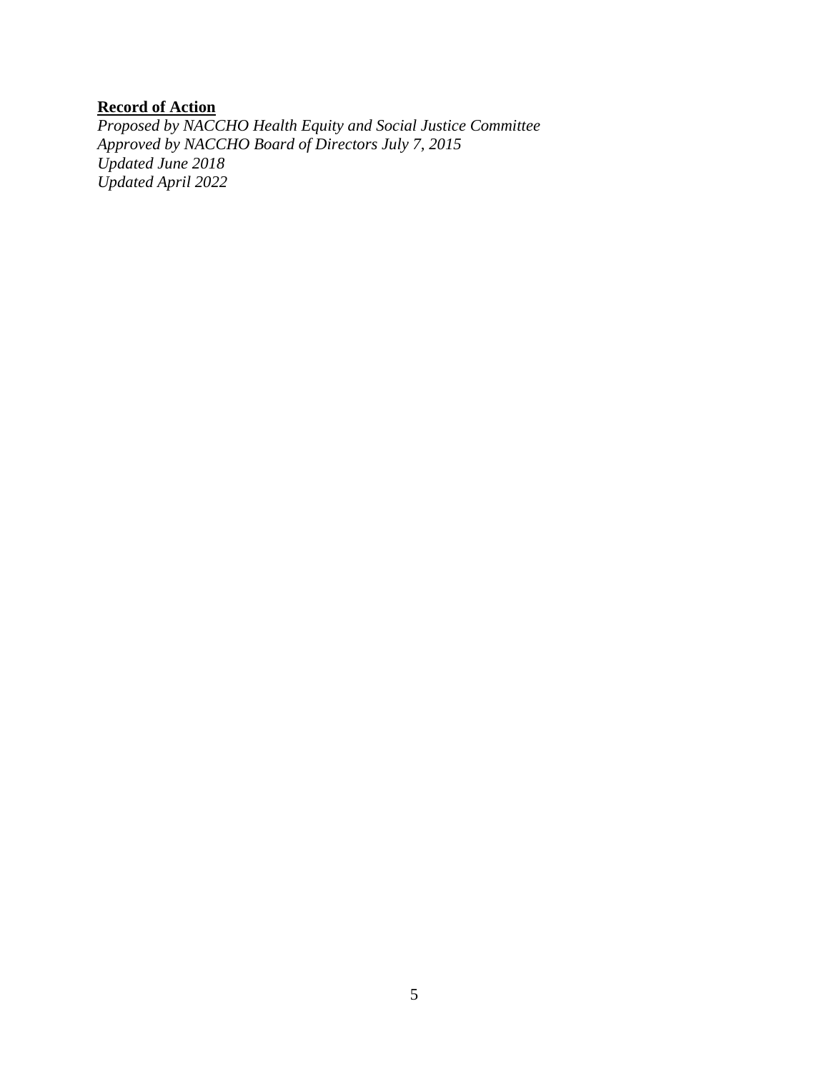**Record of Action**

*Proposed by NACCHO Health Equity and Social Justice Committee*
*Approved by NACCHO Board of Directors July 7, 2015*
*Updated June 2018*
*Updated April 2022*